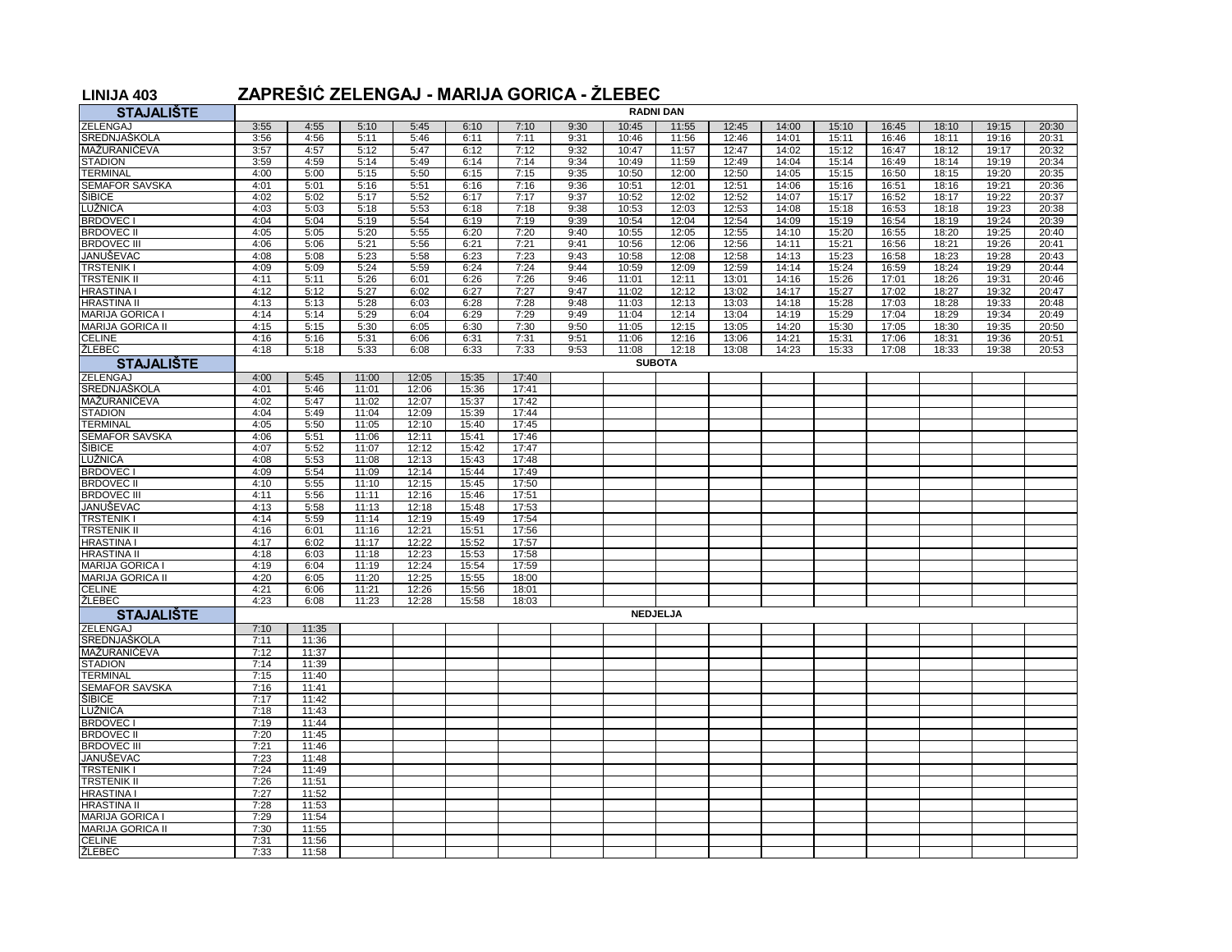# LINIJA 403 ZAPREŠIĆ ZELENGAJ - MARIJA GORICA - ŽLEBEC

| STAJALIŠTE | RADNI DAN | | | | | | | | | | | | | | | |
|---|---|---|---|---|---|---|---|---|---|---|---|---|---|---|---|---|
| ZELENGAJ | 3:55 | 4:55 | 5:10 | 5:45 | 6:10 | 7:10 | 9:30 | 10:45 | 11:55 | 12:45 | 14:00 | 15:10 | 16:45 | 18:10 | 19:15 | 20:30 |
| SREDNJAŠKOLA | 3:56 | 4:56 | 5:11 | 5:46 | 6:11 | 7:11 | 9:31 | 10:46 | 11:56 | 12:46 | 14:01 | 15:11 | 16:46 | 18:11 | 19:16 | 20:31 |
| MAŽURANIĆEVA | 3:57 | 4:57 | 5:12 | 5:47 | 6:12 | 7:12 | 9:32 | 10:47 | 11:57 | 12:47 | 14:02 | 15:12 | 16:47 | 18:12 | 19:17 | 20:32 |
| STADION | 3:59 | 4:59 | 5:14 | 5:49 | 6:14 | 7:14 | 9:34 | 10:49 | 11:59 | 12:49 | 14:04 | 15:14 | 16:49 | 18:14 | 19:19 | 20:34 |
| TERMINAL | 4:00 | 5:00 | 5:15 | 5:50 | 6:15 | 7:15 | 9:35 | 10:50 | 12:00 | 12:50 | 14:05 | 15:15 | 16:50 | 18:15 | 19:20 | 20:35 |
| SEMAFOR SAVSKA | 4:01 | 5:01 | 5:16 | 5:51 | 6:16 | 7:16 | 9:36 | 10:51 | 12:01 | 12:51 | 14:06 | 15:16 | 16:51 | 18:16 | 19:21 | 20:36 |
| ŠIBICE | 4:02 | 5:02 | 5:17 | 5:52 | 6:17 | 7:17 | 9:37 | 10:52 | 12:02 | 12:52 | 14:07 | 15:17 | 16:52 | 18:17 | 19:22 | 20:37 |
| LUŽNICA | 4:03 | 5:03 | 5:18 | 5:53 | 6:18 | 7:18 | 9:38 | 10:53 | 12:03 | 12:53 | 14:08 | 15:18 | 16:53 | 18:18 | 19:23 | 20:38 |
| BRDOVEC I | 4:04 | 5:04 | 5:19 | 5:54 | 6:19 | 7:19 | 9:39 | 10:54 | 12:04 | 12:54 | 14:09 | 15:19 | 16:54 | 18:19 | 19:24 | 20:39 |
| BRDOVEC II | 4:05 | 5:05 | 5:20 | 5:55 | 6:20 | 7:20 | 9:40 | 10:55 | 12:05 | 12:55 | 14:10 | 15:20 | 16:55 | 18:20 | 19:25 | 20:40 |
| BRDOVEC III | 4:06 | 5:06 | 5:21 | 5:56 | 6:21 | 7:21 | 9:41 | 10:56 | 12:06 | 12:56 | 14:11 | 15:21 | 16:56 | 18:21 | 19:26 | 20:41 |
| JANUŠEVAC | 4:08 | 5:08 | 5:23 | 5:58 | 6:23 | 7:23 | 9:43 | 10:58 | 12:08 | 12:58 | 14:13 | 15:23 | 16:58 | 18:23 | 19:28 | 20:43 |
| TRSTENIK I | 4:09 | 5:09 | 5:24 | 5:59 | 6:24 | 7:24 | 9:44 | 10:59 | 12:09 | 12:59 | 14:14 | 15:24 | 16:59 | 18:24 | 19:29 | 20:44 |
| TRSTENIK II | 4:11 | 5:11 | 5:26 | 6:01 | 6:26 | 7:26 | 9:46 | 11:01 | 12:11 | 13:01 | 14:16 | 15:26 | 17:01 | 18:26 | 19:31 | 20:46 |
| HRASTINA I | 4:12 | 5:12 | 5:27 | 6:02 | 6:27 | 7:27 | 9:47 | 11:02 | 12:12 | 13:02 | 14:17 | 15:27 | 17:02 | 18:27 | 19:32 | 20:47 |
| HRASTINA II | 4:13 | 5:13 | 5:28 | 6:03 | 6:28 | 7:28 | 9:48 | 11:03 | 12:13 | 13:03 | 14:18 | 15:28 | 17:03 | 18:28 | 19:33 | 20:48 |
| MARIJA GORICA I | 4:14 | 5:14 | 5:29 | 6:04 | 6:29 | 7:29 | 9:49 | 11:04 | 12:14 | 13:04 | 14:19 | 15:29 | 17:04 | 18:29 | 19:34 | 20:49 |
| MARIJA GORICA II | 4:15 | 5:15 | 5:30 | 6:05 | 6:30 | 7:30 | 9:50 | 11:05 | 12:15 | 13:05 | 14:20 | 15:30 | 17:05 | 18:30 | 19:35 | 20:50 |
| CELINE | 4:16 | 5:16 | 5:31 | 6:06 | 6:31 | 7:31 | 9:51 | 11:06 | 12:16 | 13:06 | 14:21 | 15:31 | 17:06 | 18:31 | 19:36 | 20:51 |
| ŽLEBEC | 4:18 | 5:18 | 5:33 | 6:08 | 6:33 | 7:33 | 9:53 | 11:08 | 12:18 | 13:08 | 14:23 | 15:33 | 17:08 | 18:33 | 19:38 | 20:53 |

| STAJALIŠTE | SUBOTA | | | | | |
|---|---|---|---|---|---|---|
| ZELENGAJ | 4:00 | 5:45 | 11:00 | 12:05 | 15:35 | 17:40 |
| SREDNJAŠKOLA | 4:01 | 5:46 | 11:01 | 12:06 | 15:36 | 17:41 |
| MAŽURANIĆEVA | 4:02 | 5:47 | 11:02 | 12:07 | 15:37 | 17:42 |
| STADION | 4:04 | 5:49 | 11:04 | 12:09 | 15:39 | 17:44 |
| TERMINAL | 4:05 | 5:50 | 11:05 | 12:10 | 15:40 | 17:45 |
| SEMAFOR SAVSKA | 4:06 | 5:51 | 11:06 | 12:11 | 15:41 | 17:46 |
| ŠIBICE | 4:07 | 5:52 | 11:07 | 12:12 | 15:42 | 17:47 |
| LUŽNICA | 4:08 | 5:53 | 11:08 | 12:13 | 15:43 | 17:48 |
| BRDOVEC I | 4:09 | 5:54 | 11:09 | 12:14 | 15:44 | 17:49 |
| BRDOVEC II | 4:10 | 5:55 | 11:10 | 12:15 | 15:45 | 17:50 |
| BRDOVEC III | 4:11 | 5:56 | 11:11 | 12:16 | 15:46 | 17:51 |
| JANUŠEVAC | 4:13 | 5:58 | 11:13 | 12:18 | 15:48 | 17:53 |
| TRSTENIK I | 4:14 | 5:59 | 11:14 | 12:19 | 15:49 | 17:54 |
| TRSTENIK II | 4:16 | 6:01 | 11:16 | 12:21 | 15:51 | 17:56 |
| HRASTINA I | 4:17 | 6:02 | 11:17 | 12:22 | 15:52 | 17:57 |
| HRASTINA II | 4:18 | 6:03 | 11:18 | 12:23 | 15:53 | 17:58 |
| MARIJA GORICA I | 4:19 | 6:04 | 11:19 | 12:24 | 15:54 | 17:59 |
| MARIJA GORICA II | 4:20 | 6:05 | 11:20 | 12:25 | 15:55 | 18:00 |
| CELINE | 4:21 | 6:06 | 11:21 | 12:26 | 15:56 | 18:01 |
| ŽLEBEC | 4:23 | 6:08 | 11:23 | 12:28 | 15:58 | 18:03 |

| STAJALIŠTE | NEDJELJA | |
|---|---|---|
| ZELENGAJ | 7:10 | 11:35 |
| SREDNJAŠKOLA | 7:11 | 11:36 |
| MAŽURANIĆEVA | 7:12 | 11:37 |
| STADION | 7:14 | 11:39 |
| TERMINAL | 7:15 | 11:40 |
| SEMAFOR SAVSKA | 7:16 | 11:41 |
| ŠIBICE | 7:17 | 11:42 |
| LUŽNICA | 7:18 | 11:43 |
| BRDOVEC I | 7:19 | 11:44 |
| BRDOVEC II | 7:20 | 11:45 |
| BRDOVEC III | 7:21 | 11:46 |
| JANUŠEVAC | 7:23 | 11:48 |
| TRSTENIK I | 7:24 | 11:49 |
| TRSTENIK II | 7:26 | 11:51 |
| HRASTINA I | 7:27 | 11:52 |
| HRASTINA II | 7:28 | 11:53 |
| MARIJA GORICA I | 7:29 | 11:54 |
| MARIJA GORICA II | 7:30 | 11:55 |
| CELINE | 7:31 | 11:56 |
| ŽLEBEC | 7:33 | 11:58 |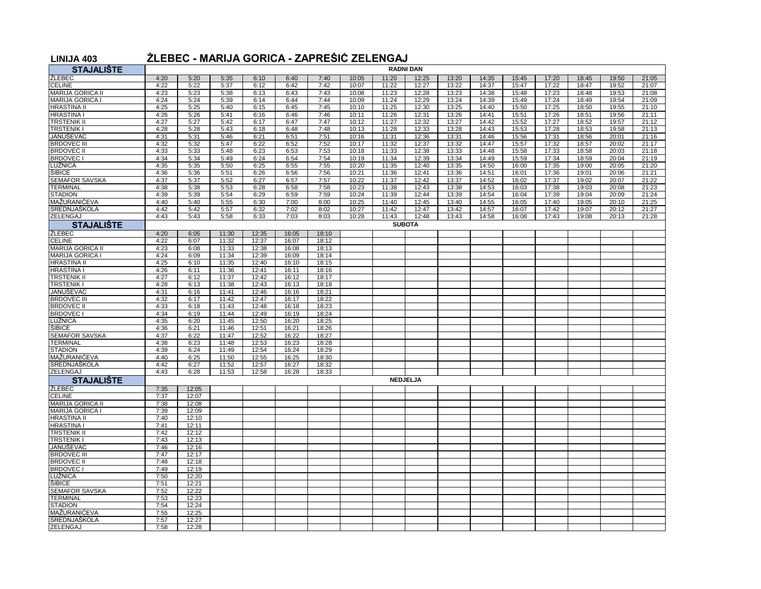## LINIJA 403 ŽLEBEC - MARIJA GORICA - ZAPREŠIĆ ZELENGAJ

| STAJALIŠTE | RADNI DAN | | | | | | | | | | | | | | | |
|---|---|---|---|---|---|---|---|---|---|---|---|---|---|---|---|---|
| ŽLEBEC | 4:20 | 5:20 | 5:35 | 6:10 | 6:40 | 7:40 | 10:05 | 11:20 | 12:25 | 13:20 | 14:35 | 15:45 | 17:20 | 18:45 | 19:50 | 21:05 |
| CELINE | 4:22 | 5:22 | 5:37 | 6:12 | 6:42 | 7:42 | 10:07 | 11:22 | 12:27 | 13:22 | 14:37 | 15:47 | 17:22 | 18:47 | 19:52 | 21:07 |
| MARIJA GORICA II | 4:23 | 5:23 | 5:38 | 6:13 | 6:43 | 7:43 | 10:08 | 11:23 | 12:28 | 13:23 | 14:38 | 15:48 | 17:23 | 18:48 | 19:53 | 21:08 |
| MARIJA GORICA I | 4:24 | 5:24 | 5:39 | 6:14 | 6:44 | 7:44 | 10:09 | 11:24 | 12:29 | 13:24 | 14:39 | 15:49 | 17:24 | 18:49 | 19:54 | 21:09 |
| HRASTINA II | 4:25 | 5:25 | 5:40 | 6:15 | 6:45 | 7:45 | 10:10 | 11:25 | 12:30 | 13:25 | 14:40 | 15:50 | 17:25 | 18:50 | 19:55 | 21:10 |
| HRASTINA I | 4:26 | 5:26 | 5:41 | 6:16 | 6:46 | 7:46 | 10:11 | 11:26 | 12:31 | 13:26 | 14:41 | 15:51 | 17:26 | 18:51 | 19:56 | 21:11 |
| TRSTENIK II | 4:27 | 5:27 | 5:42 | 6:17 | 6:47 | 7:47 | 10:12 | 11:27 | 12:32 | 13:27 | 14:42 | 15:52 | 17:27 | 18:52 | 19:57 | 21:12 |
| TRSTENIK I | 4:28 | 5:28 | 5:43 | 6:18 | 6:48 | 7:48 | 10:13 | 11:28 | 12:33 | 13:28 | 14:43 | 15:53 | 17:28 | 18:53 | 19:58 | 21:13 |
| JANUŠEVAC | 4:31 | 5:31 | 5:46 | 6:21 | 6:51 | 7:51 | 10:16 | 11:31 | 12:36 | 13:31 | 14:46 | 15:56 | 17:31 | 18:56 | 20:01 | 21:16 |
| BRDOVEC III | 4:32 | 5:32 | 5:47 | 6:22 | 6:52 | 7:52 | 10:17 | 11:32 | 12:37 | 13:32 | 14:47 | 15:57 | 17:32 | 18:57 | 20:02 | 21:17 |
| BRDOVEC II | 4:33 | 5:33 | 5:48 | 6:23 | 6:53 | 7:53 | 10:18 | 11:33 | 12:38 | 13:33 | 14:48 | 15:58 | 17:33 | 18:58 | 20:03 | 21:18 |
| BRDOVEC I | 4:34 | 5:34 | 5:49 | 6:24 | 6:54 | 7:54 | 10:19 | 11:34 | 12:39 | 13:34 | 14:49 | 15:59 | 17:34 | 18:59 | 20:04 | 21:19 |
| LUŽNICA | 4:35 | 5:35 | 5:50 | 6:25 | 6:55 | 7:55 | 10:20 | 11:35 | 12:40 | 13:35 | 14:50 | 16:00 | 17:35 | 19:00 | 20:05 | 21:20 |
| ŠIBICE | 4:36 | 5:36 | 5:51 | 6:26 | 6:56 | 7:56 | 10:21 | 11:36 | 12:41 | 13:36 | 14:51 | 16:01 | 17:36 | 19:01 | 20:06 | 21:21 |
| SEMAFOR SAVSKA | 4:37 | 5:37 | 5:52 | 6:27 | 6:57 | 7:57 | 10:22 | 11:37 | 12:42 | 13:37 | 14:52 | 16:02 | 17:37 | 19:02 | 20:07 | 21:22 |
| TERMINAL | 4:38 | 5:38 | 5:53 | 6:28 | 6:58 | 7:58 | 10:23 | 11:38 | 12:43 | 13:38 | 14:53 | 16:03 | 17:38 | 19:03 | 20:08 | 21:23 |
| STADION | 4:39 | 5:39 | 5:54 | 6:29 | 6:59 | 7:59 | 10:24 | 11:39 | 12:44 | 13:39 | 14:54 | 16:04 | 17:39 | 19:04 | 20:09 | 21:24 |
| MAŽURANIĆEVA | 4:40 | 5:40 | 5:55 | 6:30 | 7:00 | 8:00 | 10:25 | 11:40 | 12:45 | 13:40 | 14:55 | 16:05 | 17:40 | 19:05 | 20:10 | 21:25 |
| SREDNJAŠKOLA | 4:42 | 5:42 | 5:57 | 6:32 | 7:02 | 8:02 | 10:27 | 11:42 | 12:47 | 13:42 | 14:57 | 16:07 | 17:42 | 19:07 | 20:12 | 21:27 |
| ZELENGAJ | 4:43 | 5:43 | 5:58 | 6:33 | 7:03 | 8:03 | 10:28 | 11:43 | 12:48 | 13:43 | 14:58 | 16:08 | 17:43 | 19:08 | 20:13 | 21:28 |
| **STAJALIŠTE** | **SUBOTA** | | | | | | | | | | | | | | | |
| ŽLEBEC | 4:20 | 6:05 | 11:30 | 12:35 | 16:05 | 18:10 | | | | | | | | | | |
| CELINE | 4:22 | 6:07 | 11:32 | 12:37 | 16:07 | 18:12 | | | | | | | | | | |
| MARIJA GORICA II | 4:23 | 6:08 | 11:33 | 12:38 | 16:08 | 18:13 | | | | | | | | | | |
| MARIJA GORICA I | 4:24 | 6:09 | 11:34 | 12:39 | 16:09 | 18:14 | | | | | | | | | | |
| HRASTINA II | 4:25 | 6:10 | 11:35 | 12:40 | 16:10 | 18:15 | | | | | | | | | | |
| HRASTINA I | 4:26 | 6:11 | 11:36 | 12:41 | 16:11 | 18:16 | | | | | | | | | | |
| TRSTENIK II | 4:27 | 6:12 | 11:37 | 12:42 | 16:12 | 18:17 | | | | | | | | | | |
| TRSTENIK I | 4:28 | 6:13 | 11:38 | 12:43 | 16:13 | 18:18 | | | | | | | | | | |
| JANUŠEVAC | 4:31 | 6:16 | 11:41 | 12:46 | 16:16 | 18:21 | | | | | | | | | | |
| BRDOVEC III | 4:32 | 6:17 | 11:42 | 12:47 | 16:17 | 18:22 | | | | | | | | | | |
| BRDOVEC II | 4:33 | 6:18 | 11:43 | 12:48 | 16:18 | 18:23 | | | | | | | | | | |
| BRDOVEC I | 4:34 | 6:19 | 11:44 | 12:49 | 16:19 | 18:24 | | | | | | | | | | |
| LUŽNICA | 4:35 | 6:20 | 11:45 | 12:50 | 16:20 | 18:25 | | | | | | | | | | |
| ŠIBICE | 4:36 | 6:21 | 11:46 | 12:51 | 16:21 | 18:26 | | | | | | | | | | |
| SEMAFOR SAVSKA | 4:37 | 6:22 | 11:47 | 12:52 | 16:22 | 18:27 | | | | | | | | | | |
| TERMINAL | 4:38 | 6:23 | 11:48 | 12:53 | 16:23 | 18:28 | | | | | | | | | | |
| STADION | 4:39 | 6:24 | 11:49 | 12:54 | 16:24 | 18:29 | | | | | | | | | | |
| MAŽURANIĆEVA | 4:40 | 6:25 | 11:50 | 12:55 | 16:25 | 18:30 | | | | | | | | | | |
| SREDNJAŠKOLA | 4:42 | 6:27 | 11:52 | 12:57 | 16:27 | 18:32 | | | | | | | | | | |
| ZELENGAJ | 4:43 | 6:28 | 11:53 | 12:58 | 16:28 | 18:33 | | | | | | | | | | |
| **STAJALIŠTE** | **NEDJELJA** | | | | | | | | | | | | | | | |
| ŽLEBEC | 7:35 | 12:05 | | | | | | | | | | | | | | |
| CELINE | 7:37 | 12:07 | | | | | | | | | | | | | | |
| MARIJA GORICA II | 7:38 | 12:08 | | | | | | | | | | | | | | |
| MARIJA GORICA I | 7:39 | 12:09 | | | | | | | | | | | | | | |
| HRASTINA II | 7:40 | 12:10 | | | | | | | | | | | | | | |
| HRASTINA I | 7:41 | 12:11 | | | | | | | | | | | | | | |
| TRSTENIK II | 7:42 | 12:12 | | | | | | | | | | | | | | |
| TRSTENIK I | 7:43 | 12:13 | | | | | | | | | | | | | | |
| JANUŠEVAC | 7:46 | 12:16 | | | | | | | | | | | | | | |
| BRDOVEC III | 7:47 | 12:17 | | | | | | | | | | | | | | |
| BRDOVEC II | 7:48 | 12:18 | | | | | | | | | | | | | | |
| BRDOVEC I | 7:49 | 12:19 | | | | | | | | | | | | | | |
| LUŽNICA | 7:50 | 12:20 | | | | | | | | | | | | | | |
| ŠIBICE | 7:51 | 12:21 | | | | | | | | | | | | | | |
| SEMAFOR SAVSKA | 7:52 | 12:22 | | | | | | | | | | | | | | |
| TERMINAL | 7:53 | 12:23 | | | | | | | | | | | | | | |
| STADION | 7:54 | 12:24 | | | | | | | | | | | | | | |
| MAŽURANIĆEVA | 7:55 | 12:25 | | | | | | | | | | | | | | |
| SREDNJAŠKOLA | 7:57 | 12:27 | | | | | | | | | | | | | | |
| ZELENGAJ | 7:58 | 12:28 | | | | | | | | | | | | | | |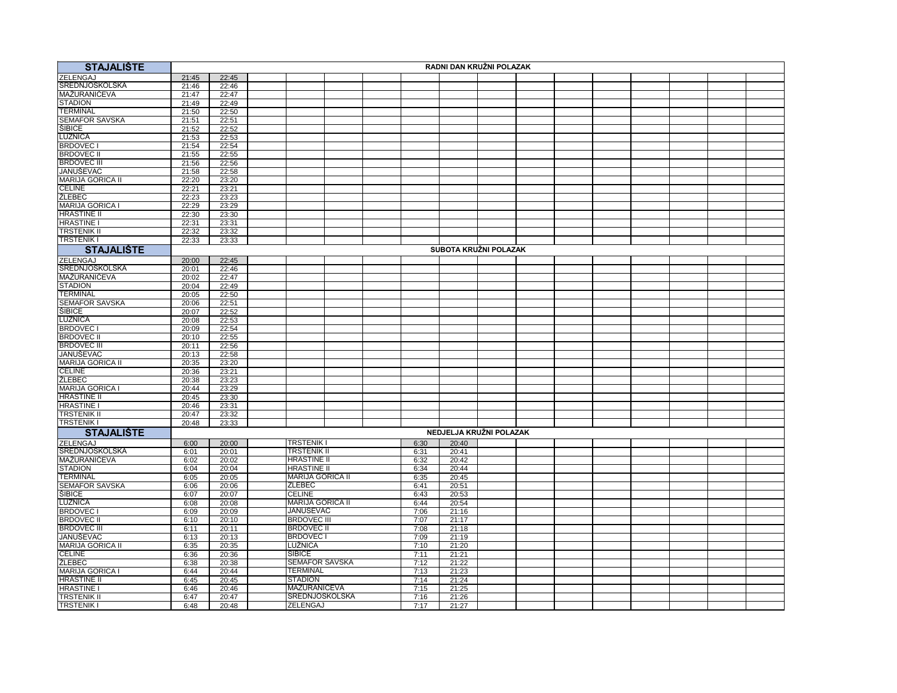| STAJALIŠTE | RADNI DAN KRUŽNI POLAZAK | |
|---|---|---|
| ZELENGAJ | 21:45 | 22:45 |
| SREDNJOŠKOLSKA | 21:46 | 22:46 |
| MAŽURANIĆEVA | 21:47 | 22:47 |
| STADION | 21:49 | 22:49 |
| TERMINAL | 21:50 | 22:50 |
| SEMAFOR SAVSKA | 21:51 | 22:51 |
| ŠIBICE | 21:52 | 22:52 |
| LUŽNICA | 21:53 | 22:53 |
| BRDOVEC I | 21:54 | 22:54 |
| BRDOVEC II | 21:55 | 22:55 |
| BRDOVEC III | 21:56 | 22:56 |
| JANUŠEVAC | 21:58 | 22:58 |
| MARIJA GORICA II | 22:20 | 23:20 |
| CELINE | 22:21 | 23:21 |
| ŽLEBEC | 22:23 | 23:23 |
| MARIJA GORICA I | 22:29 | 23:29 |
| HRASTINE II | 22:30 | 23:30 |
| HRASTINE I | 22:31 | 23:31 |
| TRSTENIK II | 22:32 | 23:32 |
| TRSTENIK I | 22:33 | 23:33 |

| STAJALIŠTE | SUBOTA KRUŽNI POLAZAK | |
|---|---|---|
| ZELENGAJ | 20:00 | 22:45 |
| SREDNJOŠKOLSKA | 20:01 | 22:46 |
| MAŽURANIĆEVA | 20:02 | 22:47 |
| STADION | 20:04 | 22:49 |
| TERMINAL | 20:05 | 22:50 |
| SEMAFOR SAVSKA | 20:06 | 22:51 |
| ŠIBICE | 20:07 | 22:52 |
| LUŽNICA | 20:08 | 22:53 |
| BRDOVEC I | 20:09 | 22:54 |
| BRDOVEC II | 20:10 | 22:55 |
| BRDOVEC III | 20:11 | 22:56 |
| JANUŠEVAC | 20:13 | 22:58 |
| MARIJA GORICA II | 20:35 | 23:20 |
| CELINE | 20:36 | 23:21 |
| ŽLEBEC | 20:38 | 23:23 |
| MARIJA GORICA I | 20:44 | 23:29 |
| HRASTINE II | 20:45 | 23:30 |
| HRASTINE I | 20:46 | 23:31 |
| TRSTENIK II | 20:47 | 23:32 |
| TRSTENIK I | 20:48 | 23:33 |

| STAJALIŠTE | NEDJELJA KRUŽNI POLAZAK | | | | | |
|---|---|---|---|---|---|---|
| ZELENGAJ | 6:00 | 20:00 | | TRSTENIK I | 6:30 | 20:40 |
| SREDNJOŠKOLSKA | 6:01 | 20:01 | | TRSTENIK II | 6:31 | 20:41 |
| MAŽURANIĆEVA | 6:02 | 20:02 | | HRASTINE II | 6:32 | 20:42 |
| STADION | 6:04 | 20:04 | | HRASTINE II | 6:34 | 20:44 |
| TERMINAL | 6:05 | 20:05 | | MARIJA GORICA II | 6:35 | 20:45 |
| SEMAFOR SAVSKA | 6:06 | 20:06 | | ŽLEBEC | 6:41 | 20:51 |
| ŠIBICE | 6:07 | 20:07 | | CELINE | 6:43 | 20:53 |
| LUŽNICA | 6:08 | 20:08 | | MARIJA GORICA II | 6:44 | 20:54 |
| BRDOVEC I | 6:09 | 20:09 | | JANUŠEVAC | 7:06 | 21:16 |
| BRDOVEC II | 6:10 | 20:10 | | BRDOVEC III | 7:07 | 21:17 |
| BRDOVEC III | 6:11 | 20:11 | | BRDOVEC II | 7:08 | 21:18 |
| JANUŠEVAC | 6:13 | 20:13 | | BRDOVEC I | 7:09 | 21:19 |
| MARIJA GORICA II | 6:35 | 20:35 | | LUŽNICA | 7:10 | 21:20 |
| CELINE | 6:36 | 20:36 | | ŠIBICE | 7:11 | 21:21 |
| ŽLEBEC | 6:38 | 20:38 | | SEMAFOR SAVSKA | 7:12 | 21:22 |
| MARIJA GORICA I | 6:44 | 20:44 | | TERMINAL | 7:13 | 21:23 |
| HRASTINE II | 6:45 | 20:45 | | STADION | 7:14 | 21:24 |
| HRASTINE I | 6:46 | 20:46 | | MAŽURANIĆEVA | 7:15 | 21:25 |
| TRSTENIK II | 6:47 | 20:47 | | SREDNJOŠKOLSKA | 7:16 | 21:26 |
| TRSTENIK I | 6:48 | 20:48 | | ZELENGAJ | 7:17 | 21:27 |